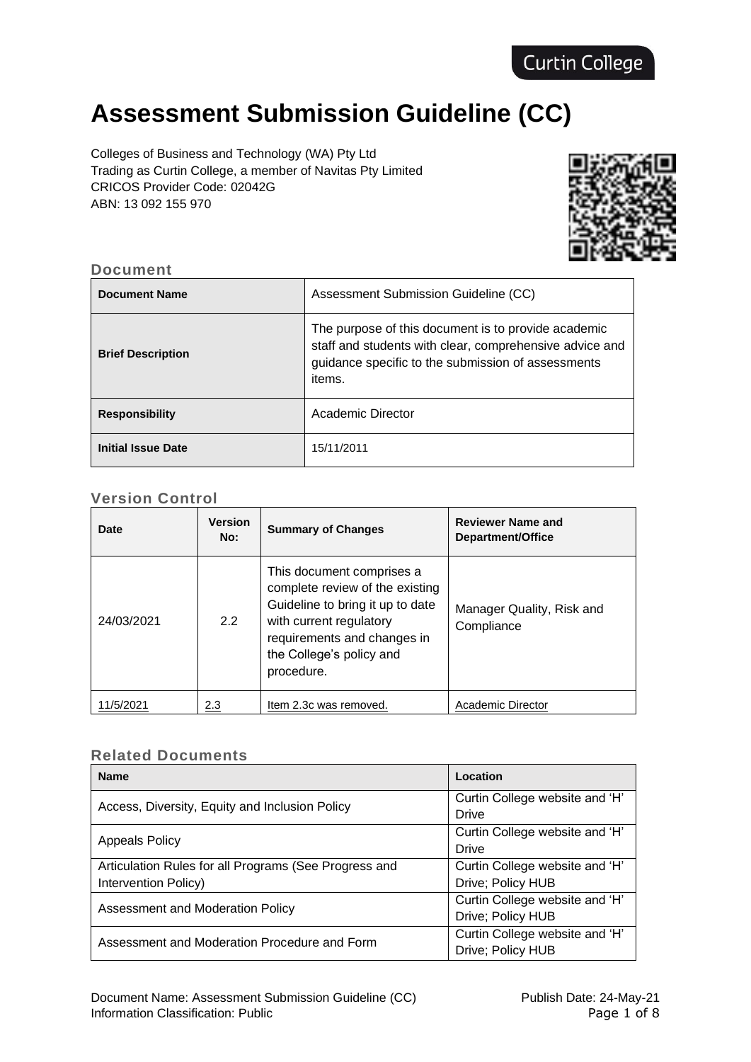Curtin College

# Assessment Submission Guideline (CC)

Colleges of Business and Technology (WA) Pty Ltd
Trading as Curtin College, a member of Navitas Pty Limited
CRICOS Provider Code: 02042G
ABN: 13 092 155 970

## Document

| **Document Name** | Assessment Submission Guideline (CC) |
|---|---|
| **Brief Description** | The purpose of this document is to provide academic staff and students with clear, comprehensive advice and guidance specific to the submission of assessments items. |
| **Responsibility** | Academic Director |
| **Initial Issue Date** | 15/11/2011 |

## Version Control

| Date | Version No: | Summary of Changes | Reviewer Name and Department/Office |
|---|---|---|---|
| 24/03/2021 | 2.2 | This document comprises a complete review of the existing Guideline to bring it up to date with current regulatory requirements and changes in the College's policy and procedure. | Manager Quality, Risk and Compliance |
| 11/5/2021 | 2.3 | Item 2.3c was removed. | Academic Director |

## Related Documents

| Name | Location |
|---|---|
| Access, Diversity, Equity and Inclusion Policy | Curtin College website and 'H' Drive |
| Appeals Policy | Curtin College website and 'H' Drive |
| Articulation Rules for all Programs (See Progress and Intervention Policy) | Curtin College website and 'H' Drive; Policy HUB |
| Assessment and Moderation Policy | Curtin College website and 'H' Drive; Policy HUB |
| Assessment and Moderation Procedure and Form | Curtin College website and 'H' Drive; Policy HUB |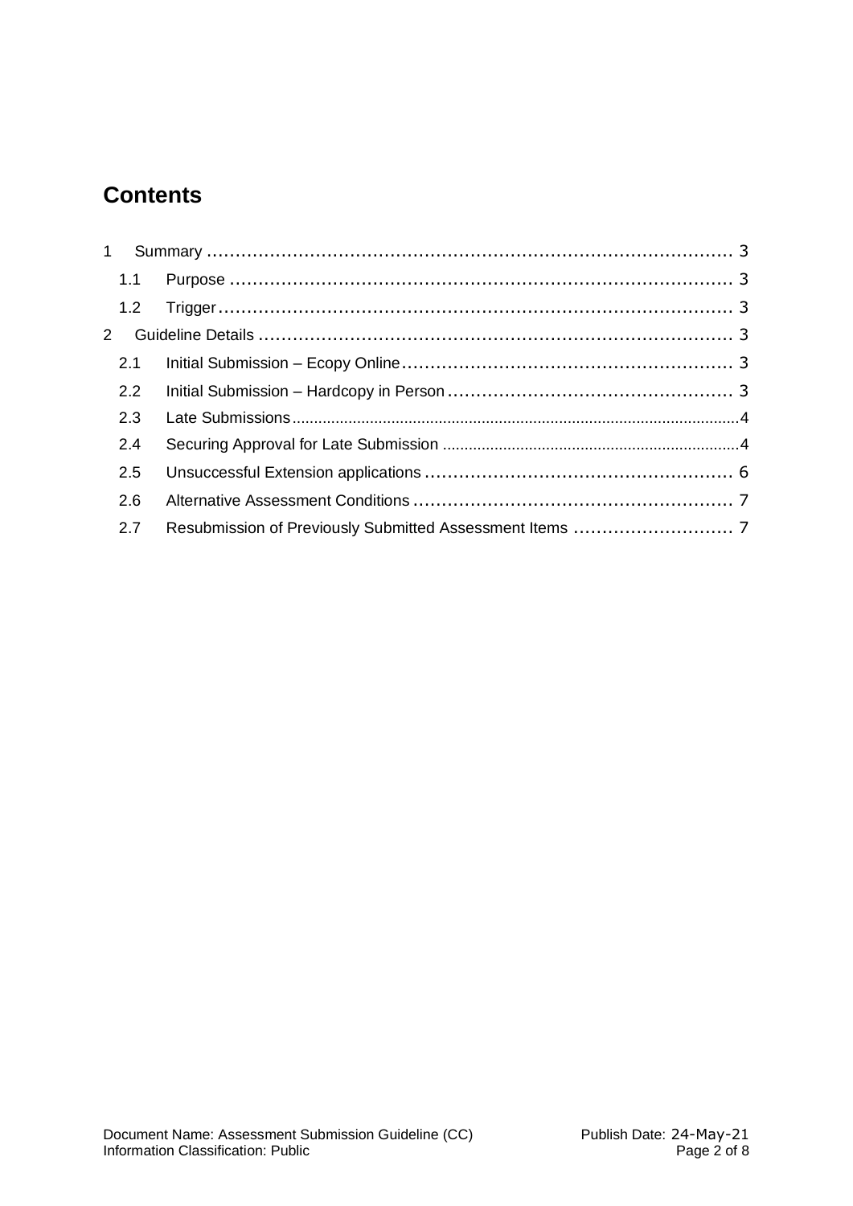## Contents

1 Summary ... 3
  1.1 Purpose ... 3
  1.2 Trigger ... 3
2 Guideline Details ... 3
  2.1 Initial Submission – Ecopy Online ... 3
  2.2 Initial Submission – Hardcopy in Person ... 3
  2.3 Late Submissions ... 4
  2.4 Securing Approval for Late Submission ... 4
  2.5 Unsuccessful Extension applications ... 6
  2.6 Alternative Assessment Conditions ... 7
  2.7 Resubmission of Previously Submitted Assessment Items ... 7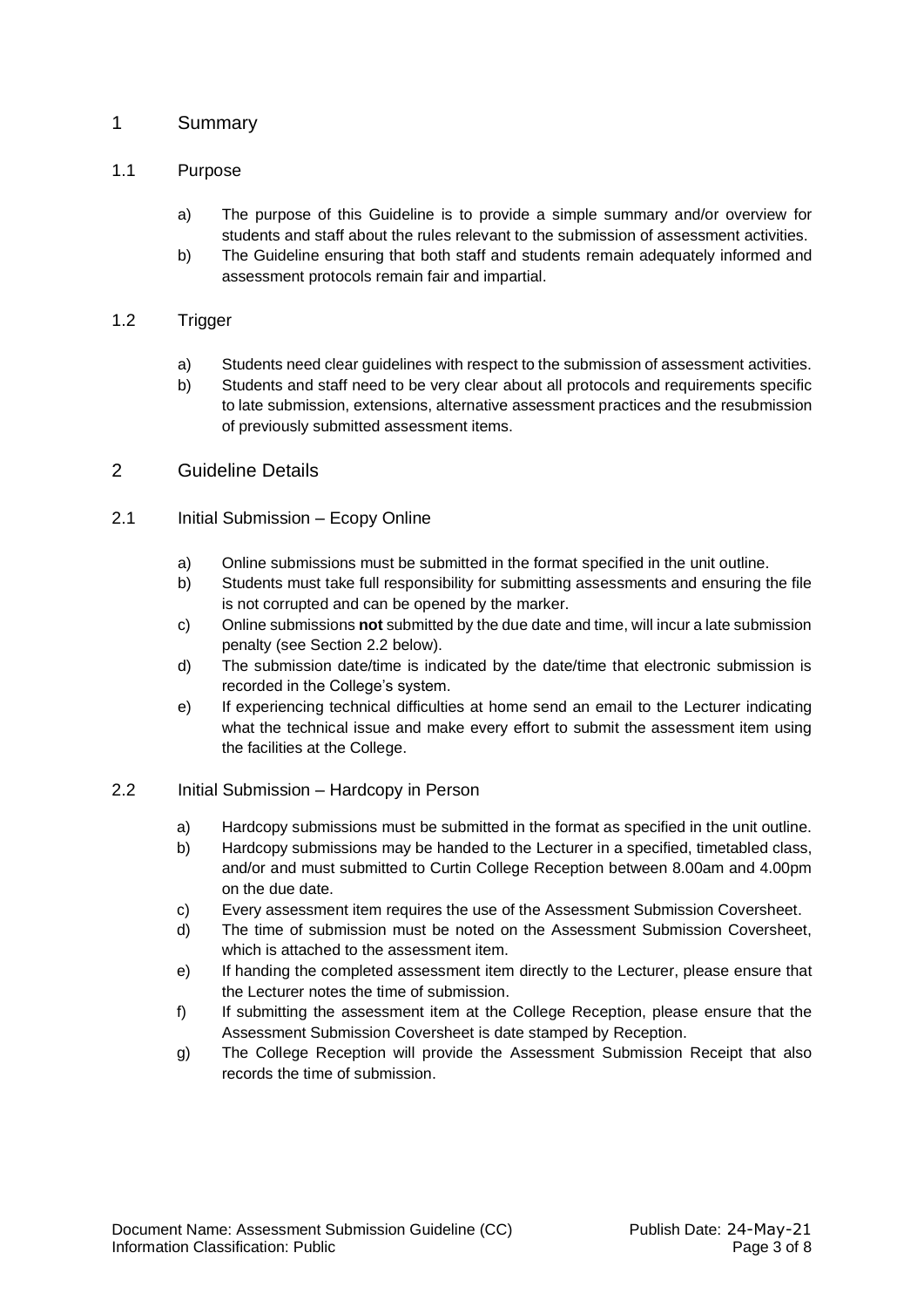# 1 Summary

## 1.1 Purpose

a) The purpose of this Guideline is to provide a simple summary and/or overview for students and staff about the rules relevant to the submission of assessment activities.

b) The Guideline ensuring that both staff and students remain adequately informed and assessment protocols remain fair and impartial.

## 1.2 Trigger

a) Students need clear guidelines with respect to the submission of assessment activities.

b) Students and staff need to be very clear about all protocols and requirements specific to late submission, extensions, alternative assessment practices and the resubmission of previously submitted assessment items.

# 2 Guideline Details

## 2.1 Initial Submission – Ecopy Online

a) Online submissions must be submitted in the format specified in the unit outline.

b) Students must take full responsibility for submitting assessments and ensuring the file is not corrupted and can be opened by the marker.

c) Online submissions **not** submitted by the due date and time, will incur a late submission penalty (see Section 2.2 below).

d) The submission date/time is indicated by the date/time that electronic submission is recorded in the College's system.

e) If experiencing technical difficulties at home send an email to the Lecturer indicating what the technical issue and make every effort to submit the assessment item using the facilities at the College.

## 2.2 Initial Submission – Hardcopy in Person

a) Hardcopy submissions must be submitted in the format as specified in the unit outline.

b) Hardcopy submissions may be handed to the Lecturer in a specified, timetabled class, and/or and must submitted to Curtin College Reception between 8.00am and 4.00pm on the due date.

c) Every assessment item requires the use of the Assessment Submission Coversheet.

d) The time of submission must be noted on the Assessment Submission Coversheet, which is attached to the assessment item.

e) If handing the completed assessment item directly to the Lecturer, please ensure that the Lecturer notes the time of submission.

f) If submitting the assessment item at the College Reception, please ensure that the Assessment Submission Coversheet is date stamped by Reception.

g) The College Reception will provide the Assessment Submission Receipt that also records the time of submission.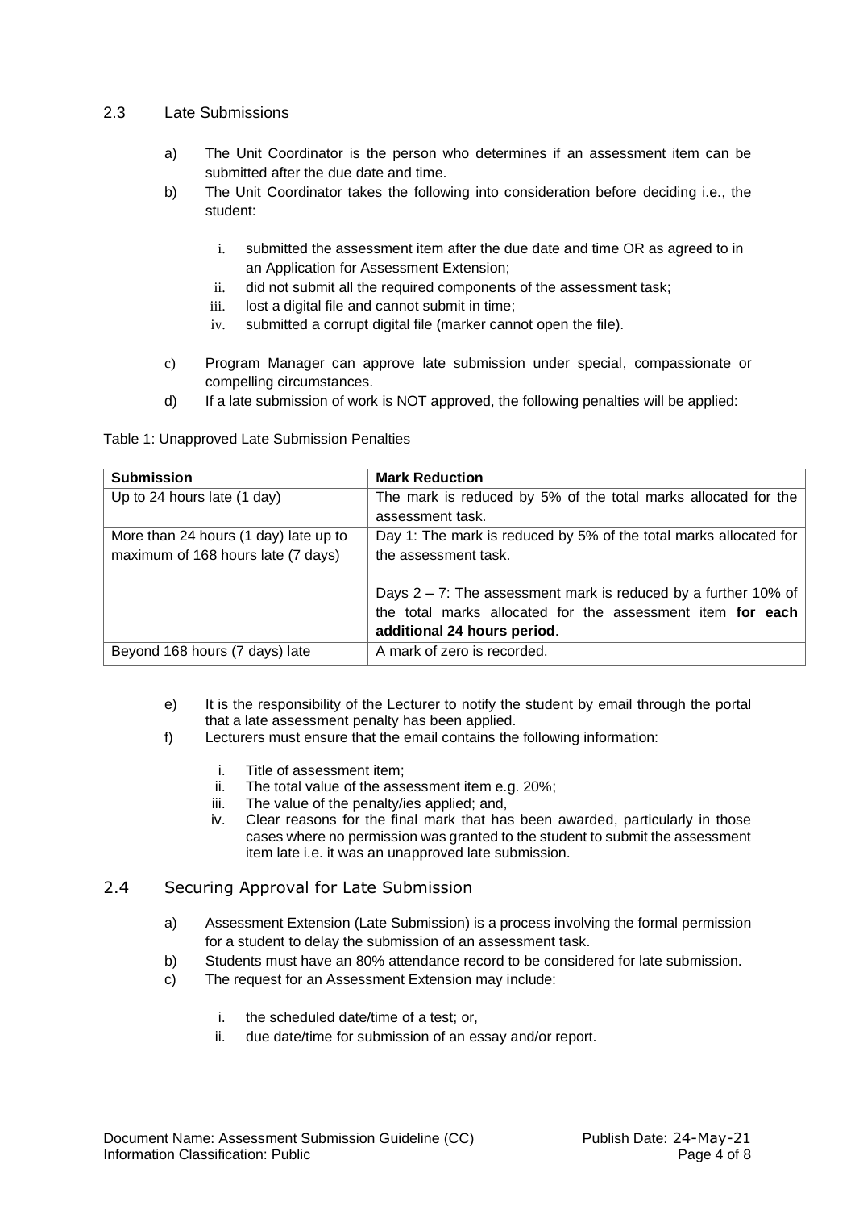## 2.3 Late Submissions

a) The Unit Coordinator is the person who determines if an assessment item can be submitted after the due date and time.

b) The Unit Coordinator takes the following into consideration before deciding i.e., the student:

   i. submitted the assessment item after the due date and time OR as agreed to in an Application for Assessment Extension;
   ii. did not submit all the required components of the assessment task;
   iii. lost a digital file and cannot submit in time;
   iv. submitted a corrupt digital file (marker cannot open the file).

c) Program Manager can approve late submission under special, compassionate or compelling circumstances.

d) If a late submission of work is NOT approved, the following penalties will be applied:

Table 1: Unapproved Late Submission Penalties

| **Submission** | **Mark Reduction** |
|---|---|
| Up to 24 hours late (1 day) | The mark is reduced by 5% of the total marks allocated for the assessment task. |
| More than 24 hours (1 day) late up to maximum of 168 hours late (7 days) | Day 1: The mark is reduced by 5% of the total marks allocated for the assessment task.<br><br>Days 2 – 7: The assessment mark is reduced by a further 10% of the total marks allocated for the assessment item **for each additional 24 hours period**. |
| Beyond 168 hours (7 days) late | A mark of zero is recorded. |

e) It is the responsibility of the Lecturer to notify the student by email through the portal that a late assessment penalty has been applied.

f) Lecturers must ensure that the email contains the following information:

   i. Title of assessment item;
   ii. The total value of the assessment item e.g. 20%;
   iii. The value of the penalty/ies applied; and,
   iv. Clear reasons for the final mark that has been awarded, particularly in those cases where no permission was granted to the student to submit the assessment item late i.e. it was an unapproved late submission.

## 2.4 Securing Approval for Late Submission

a) Assessment Extension (Late Submission) is a process involving the formal permission for a student to delay the submission of an assessment task.

b) Students must have an 80% attendance record to be considered for late submission.

c) The request for an Assessment Extension may include:

   i. the scheduled date/time of a test; or,
   ii. due date/time for submission of an essay and/or report.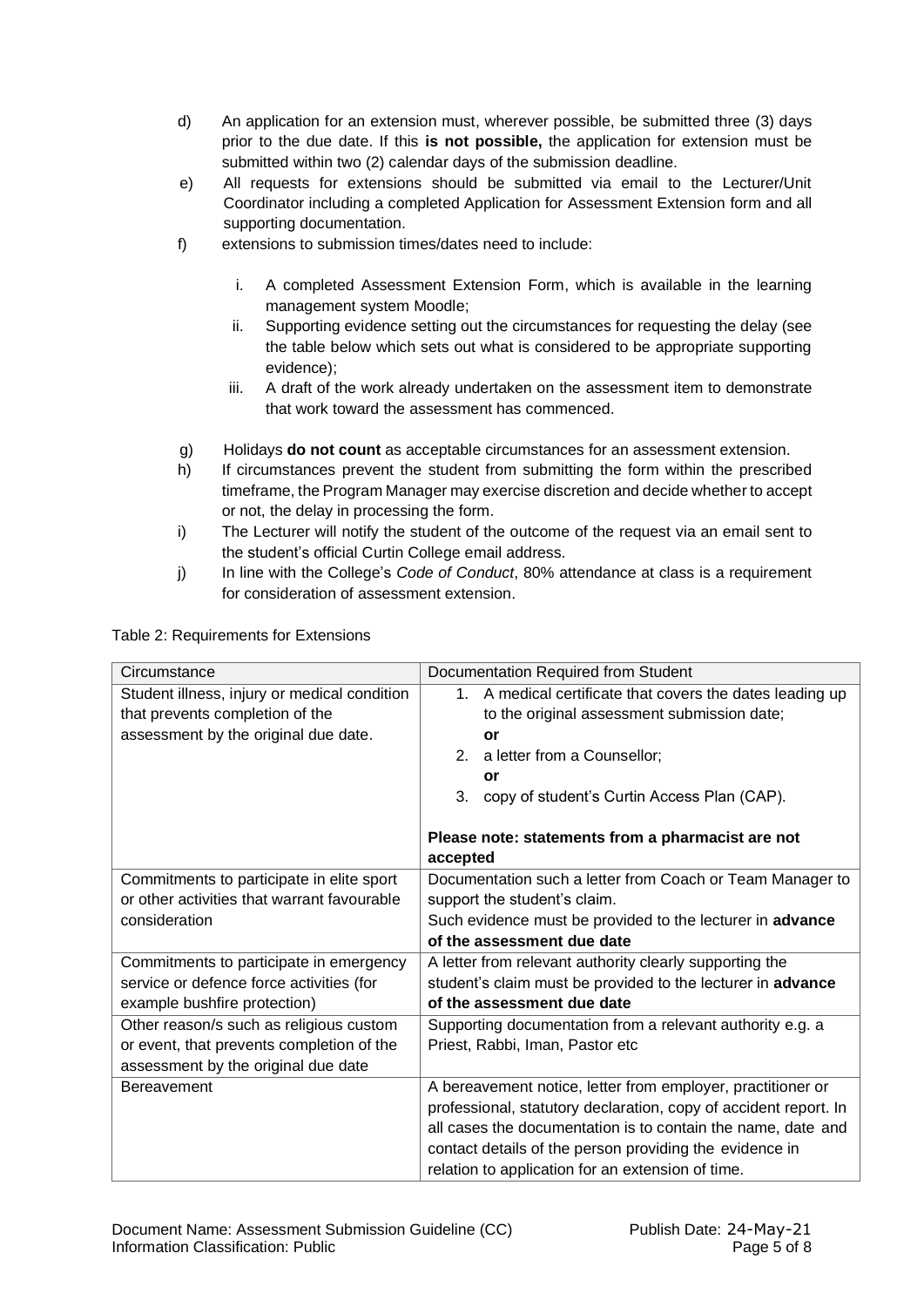d) An application for an extension must, wherever possible, be submitted three (3) days prior to the due date. If this **is not possible,** the application for extension must be submitted within two (2) calendar days of the submission deadline.

e) All requests for extensions should be submitted via email to the Lecturer/Unit Coordinator including a completed Application for Assessment Extension form and all supporting documentation.

f) extensions to submission times/dates need to include:

   i. A completed Assessment Extension Form, which is available in the learning management system Moodle;
   ii. Supporting evidence setting out the circumstances for requesting the delay (see the table below which sets out what is considered to be appropriate supporting evidence);
   iii. A draft of the work already undertaken on the assessment item to demonstrate that work toward the assessment has commenced.

g) Holidays **do not count** as acceptable circumstances for an assessment extension.

h) If circumstances prevent the student from submitting the form within the prescribed timeframe, the Program Manager may exercise discretion and decide whether to accept or not, the delay in processing the form.

i) The Lecturer will notify the student of the outcome of the request via an email sent to the student's official Curtin College email address.

j) In line with the College's *Code of Conduct*, 80% attendance at class is a requirement for consideration of assessment extension.

Table 2: Requirements for Extensions

| Circumstance | Documentation Required from Student |
|---|---|
| Student illness, injury or medical condition that prevents completion of the assessment by the original due date. | 1. A medical certificate that covers the dates leading up to the original assessment submission date; **or** 2. a letter from a Counsellor; **or** 3. copy of student's Curtin Access Plan (CAP). **Please note: statements from a pharmacist are not accepted** |
| Commitments to participate in elite sport or other activities that warrant favourable consideration | Documentation such a letter from Coach or Team Manager to support the student's claim. Such evidence must be provided to the lecturer in **advance of the assessment due date** |
| Commitments to participate in emergency service or defence force activities (for example bushfire protection) | A letter from relevant authority clearly supporting the student's claim must be provided to the lecturer in **advance of the assessment due date** |
| Other reason/s such as religious custom or event, that prevents completion of the assessment by the original due date | Supporting documentation from a relevant authority e.g. a Priest, Rabbi, Iman, Pastor etc |
| Bereavement | A bereavement notice, letter from employer, practitioner or professional, statutory declaration, copy of accident report. In all cases the documentation is to contain the name, date and contact details of the person providing the evidence in relation to application for an extension of time. |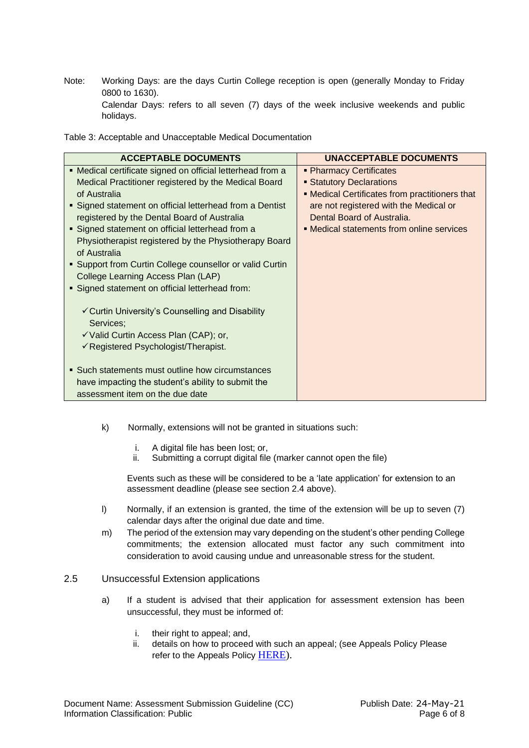Note: Working Days: are the days Curtin College reception is open (generally Monday to Friday 0800 to 1630).
Calendar Days: refers to all seven (7) days of the week inclusive weekends and public holidays.

Table 3: Acceptable and Unacceptable Medical Documentation

| ACCEPTABLE DOCUMENTS | UNACCEPTABLE DOCUMENTS |
|---|---|
| ▪ Medical certificate signed on official letterhead from a Medical Practitioner registered by the Medical Board of Australia<br>▪ Signed statement on official letterhead from a Dentist registered by the Dental Board of Australia<br>▪ Signed statement on official letterhead from a Physiotherapist registered by the Physiotherapy Board of Australia<br>▪ Support from Curtin College counsellor or valid Curtin College Learning Access Plan (LAP)<br>▪ Signed statement on official letterhead from:<br>✓ Curtin University's Counselling and Disability Services;<br>✓ Valid Curtin Access Plan (CAP); or,<br>✓ Registered Psychologist/Therapist.<br>▪ Such statements must outline how circumstances have impacting the student's ability to submit the assessment item on the due date | ▪ Pharmacy Certificates<br>▪ Statutory Declarations<br>▪ Medical Certificates from practitioners that are not registered with the Medical or Dental Board of Australia.<br>▪ Medical statements from online services |

k) Normally, extensions will not be granted in situations such:

   i. A digital file has been lost; or,
   ii. Submitting a corrupt digital file (marker cannot open the file)

   Events such as these will be considered to be a 'late application' for extension to an assessment deadline (please see section 2.4 above).

l) Normally, if an extension is granted, the time of the extension will be up to seven (7) calendar days after the original due date and time.

m) The period of the extension may vary depending on the student's other pending College commitments; the extension allocated must factor any such commitment into consideration to avoid causing undue and unreasonable stress for the student.

## 2.5 Unsuccessful Extension applications

a) If a student is advised that their application for assessment extension has been unsuccessful, they must be informed of:

   i. their right to appeal; and,
   ii. details on how to proceed with such an appeal; (see Appeals Policy Please refer to the Appeals Policy HERE).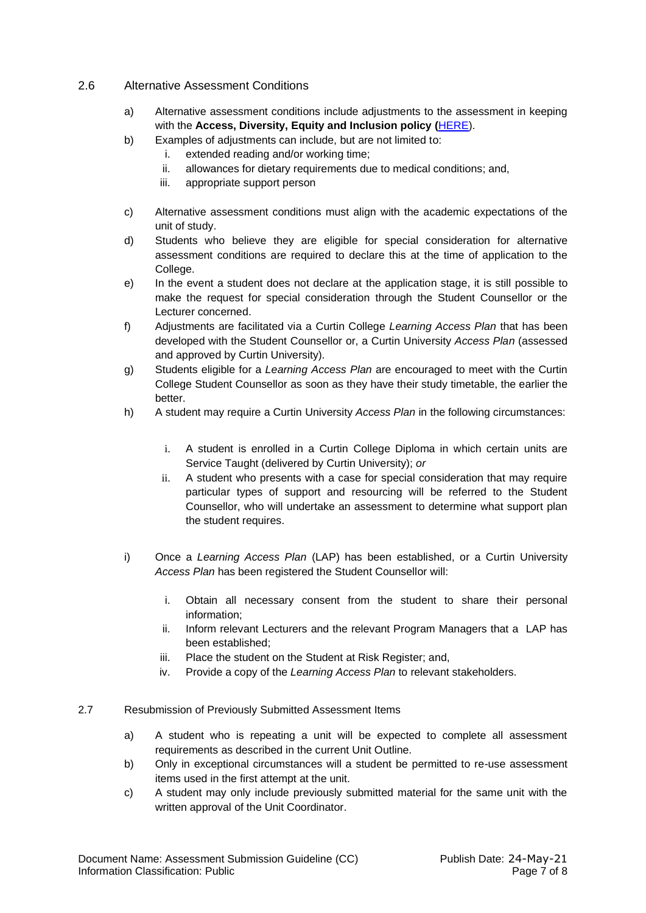## 2.6 Alternative Assessment Conditions

a) Alternative assessment conditions include adjustments to the assessment in keeping with the **Access, Diversity, Equity and Inclusion policy (**[HERE]).

b) Examples of adjustments can include, but are not limited to:
   i. extended reading and/or working time;
   ii. allowances for dietary requirements due to medical conditions; and,
   iii. appropriate support person

c) Alternative assessment conditions must align with the academic expectations of the unit of study.

d) Students who believe they are eligible for special consideration for alternative assessment conditions are required to declare this at the time of application to the College.

e) In the event a student does not declare at the application stage, it is still possible to make the request for special consideration through the Student Counsellor or the Lecturer concerned.

f) Adjustments are facilitated via a Curtin College *Learning Access Plan* that has been developed with the Student Counsellor or, a Curtin University *Access Plan* (assessed and approved by Curtin University).

g) Students eligible for a *Learning Access Plan* are encouraged to meet with the Curtin College Student Counsellor as soon as they have their study timetable, the earlier the better.

h) A student may require a Curtin University *Access Plan* in the following circumstances:

   i. A student is enrolled in a Curtin College Diploma in which certain units are Service Taught (delivered by Curtin University); *or*
   ii. A student who presents with a case for special consideration that may require particular types of support and resourcing will be referred to the Student Counsellor, who will undertake an assessment to determine what support plan the student requires.

i) Once a *Learning Access Plan* (LAP) has been established, or a Curtin University *Access Plan* has been registered the Student Counsellor will:

   i. Obtain all necessary consent from the student to share their personal information;
   ii. Inform relevant Lecturers and the relevant Program Managers that a LAP has been established;
   iii. Place the student on the Student at Risk Register; and,
   iv. Provide a copy of the *Learning Access Plan* to relevant stakeholders.

## 2.7 Resubmission of Previously Submitted Assessment Items

a) A student who is repeating a unit will be expected to complete all assessment requirements as described in the current Unit Outline.

b) Only in exceptional circumstances will a student be permitted to re-use assessment items used in the first attempt at the unit.

c) A student may only include previously submitted material for the same unit with the written approval of the Unit Coordinator.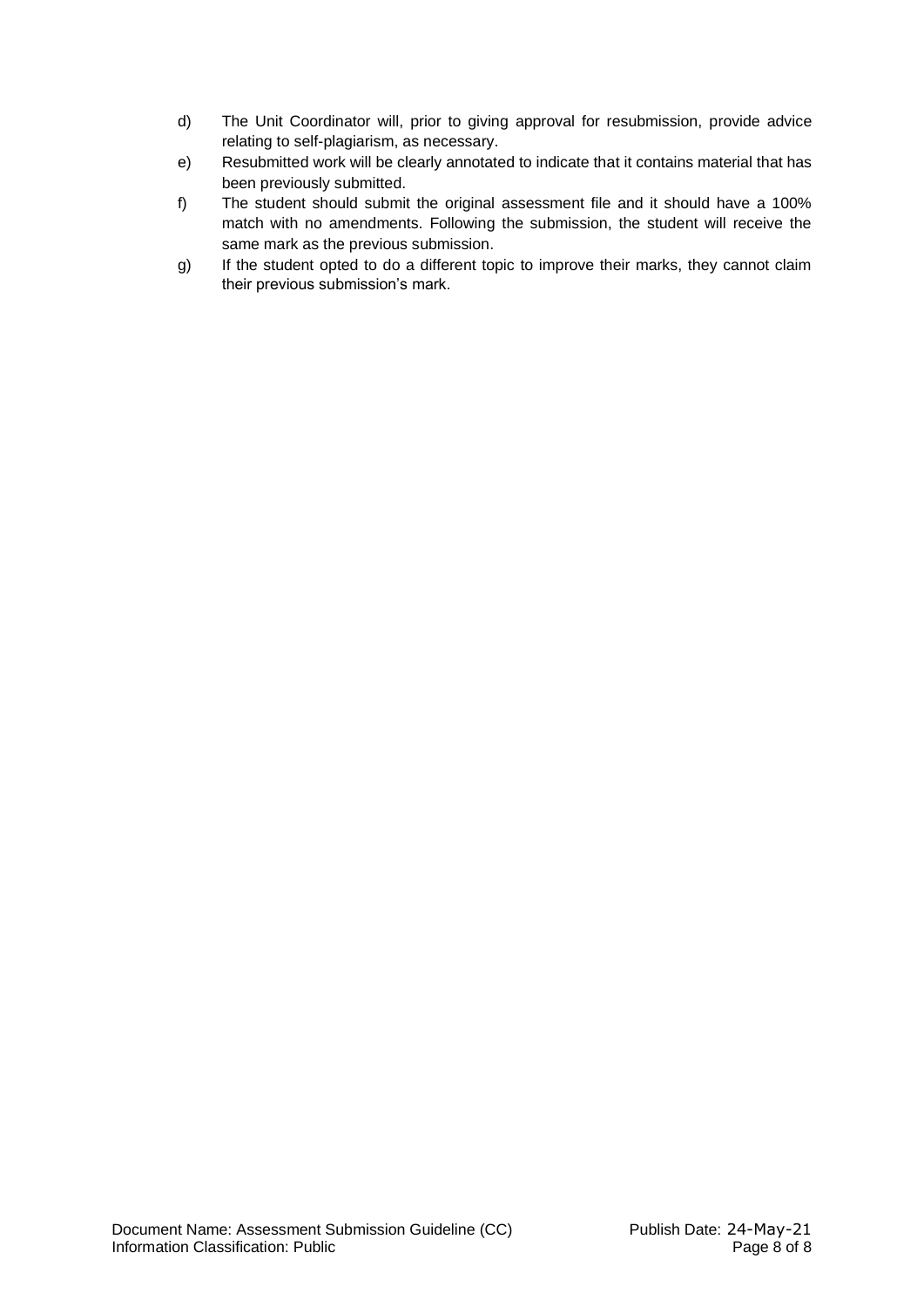d) The Unit Coordinator will, prior to giving approval for resubmission, provide advice relating to self-plagiarism, as necessary.

e) Resubmitted work will be clearly annotated to indicate that it contains material that has been previously submitted.

f) The student should submit the original assessment file and it should have a 100% match with no amendments. Following the submission, the student will receive the same mark as the previous submission.

g) If the student opted to do a different topic to improve their marks, they cannot claim their previous submission's mark.